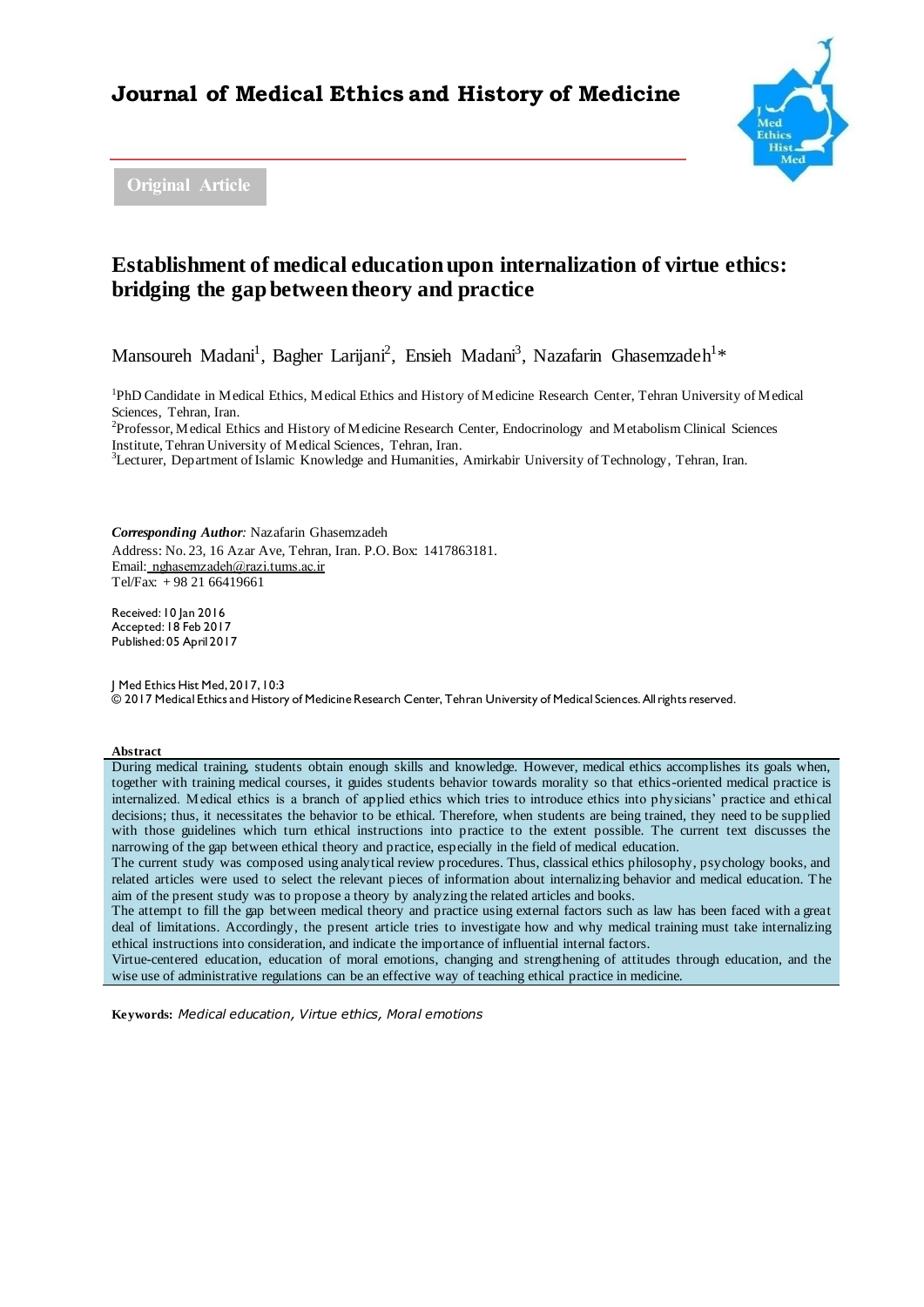# Journal of Medical Ethics and History of Medicine

Original Article

## Establishment of medical education upon internalization of virtue ethics: bridging the gap between theory and practice

Mansoureh Madani[1], Bagher Larijani[2], Ensieh Madani[3], Nazafarin Ghasemzadeh[1]*

[1]PhD Candidate in Medical Ethics, Medical Ethics and History of Medicine Research Center, Tehran University of Medical Sciences, Tehran, Iran.
[2]Professor, Medical Ethics and History of Medicine Research Center, Endocrinology and Metabolism Clinical Sciences Institute, Tehran University of Medical Sciences, Tehran, Iran.
[3]Lecturer, Department of Islamic Knowledge and Humanities, Amirkabir University of Technology, Tehran, Iran.

***Corresponding Author:*** Nazafarin Ghasemzadeh
Address: No. 23, 16 Azar Ave, Tehran, Iran. P.O. Box: 1417863181.
Email: nghasemzadeh@razi.tums.ac.ir
Tel/Fax: + 98 21 66419661

Received: 10 Jan 2016
Accepted: 18 Feb 2017
Published: 05 April 2017

J Med Ethics Hist Med, 2017, 10:3
© 2017 Medical Ethics and History of Medicine Research Center, Tehran University of Medical Sciences. All rights reserved.

**Abstract**

During medical training, students obtain enough skills and knowledge. However, medical ethics accomplishes its goals when, together with training medical courses, it guides students behavior towards morality so that ethics-oriented medical practice is internalized. Medical ethics is a branch of applied ethics which tries to introduce ethics into physicians' practice and ethical decisions; thus, it necessitates the behavior to be ethical. Therefore, when students are being trained, they need to be supplied with those guidelines which turn ethical instructions into practice to the extent possible. The current text discusses the narrowing of the gap between ethical theory and practice, especially in the field of medical education.

The current study was composed using analytical review procedures. Thus, classical ethics philosophy, psychology books, and related articles were used to select the relevant pieces of information about internalizing behavior and medical education. The aim of the present study was to propose a theory by analyzing the related articles and books.

The attempt to fill the gap between medical theory and practice using external factors such as law has been faced with a great deal of limitations. Accordingly, the present article tries to investigate how and why medical training must take internalizing ethical instructions into consideration, and indicate the importance of influential internal factors.

Virtue-centered education, education of moral emotions, changing and strengthening of attitudes through education, and the wise use of administrative regulations can be an effective way of teaching ethical practice in medicine.

**Keywords:** *Medical education, Virtue ethics, Moral emotions*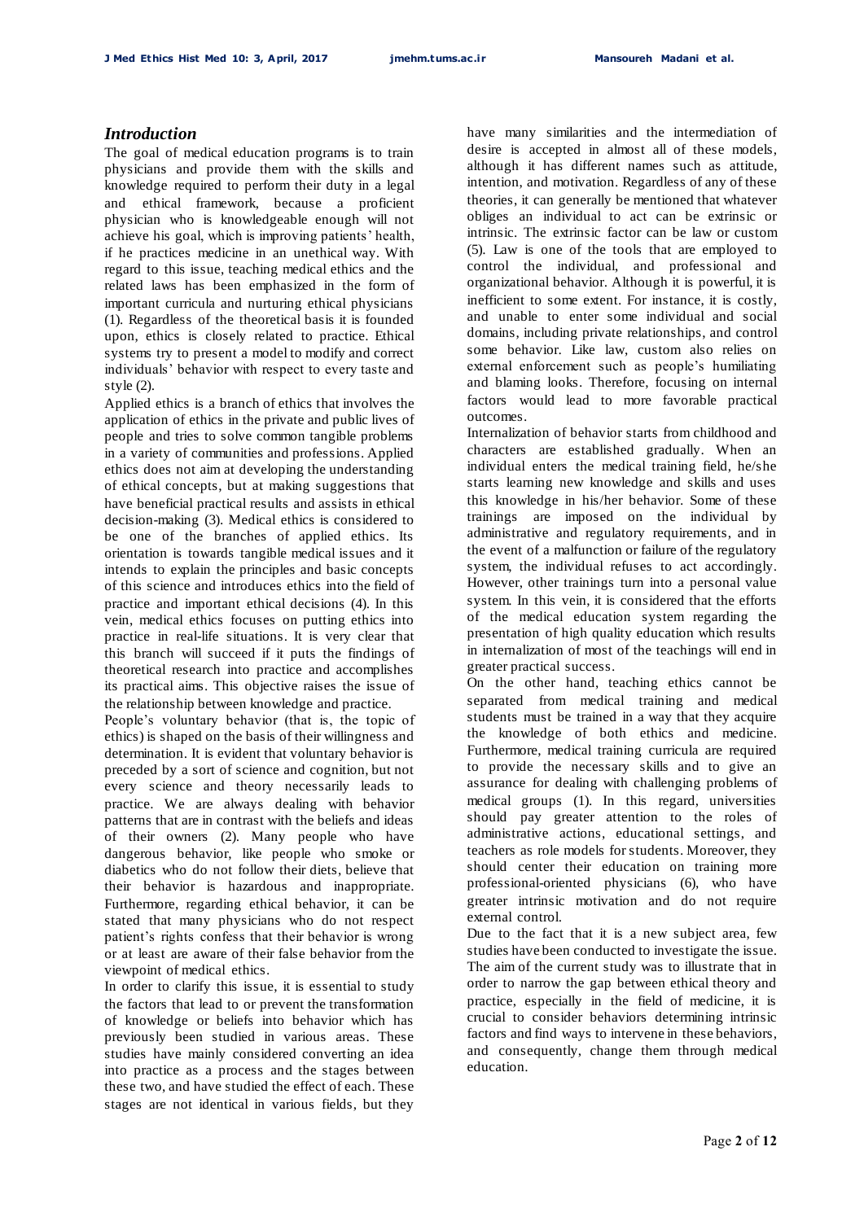## *Introduction*

The goal of medical education programs is to train physicians and provide them with the skills and knowledge required to perform their duty in a legal and ethical framework, because a proficient physician who is knowledgeable enough will not achieve his goal, which is improving patients' health, if he practices medicine in an unethical way. With regard to this issue, teaching medical ethics and the related laws has been emphasized in the form of important curricula and nurturing ethical physicians (1). Regardless of the theoretical basis it is founded upon, ethics is closely related to practice. Ethical systems try to present a model to modify and correct individuals' behavior with respect to every taste and style (2).

Applied ethics is a branch of ethics that involves the application of ethics in the private and public lives of people and tries to solve common tangible problems in a variety of communities and professions. Applied ethics does not aim at developing the understanding of ethical concepts, but at making suggestions that have beneficial practical results and assists in ethical decision-making (3). Medical ethics is considered to be one of the branches of applied ethics. Its orientation is towards tangible medical issues and it intends to explain the principles and basic concepts of this science and introduces ethics into the field of practice and important ethical decisions (4). In this vein, medical ethics focuses on putting ethics into practice in real-life situations. It is very clear that this branch will succeed if it puts the findings of theoretical research into practice and accomplishes its practical aims. This objective raises the issue of the relationship between knowledge and practice.

People's voluntary behavior (that is, the topic of ethics) is shaped on the basis of their willingness and determination. It is evident that voluntary behavior is preceded by a sort of science and cognition, but not every science and theory necessarily leads to practice. We are always dealing with behavior patterns that are in contrast with the beliefs and ideas of their owners (2). Many people who have dangerous behavior, like people who smoke or diabetics who do not follow their diets, believe that their behavior is hazardous and inappropriate. Furthermore, regarding ethical behavior, it can be stated that many physicians who do not respect patient's rights confess that their behavior is wrong or at least are aware of their false behavior from the viewpoint of medical ethics.

In order to clarify this issue, it is essential to study the factors that lead to or prevent the transformation of knowledge or beliefs into behavior which has previously been studied in various areas. These studies have mainly considered converting an idea into practice as a process and the stages between these two, and have studied the effect of each. These stages are not identical in various fields, but they have many similarities and the intermediation of desire is accepted in almost all of these models, although it has different names such as attitude, intention, and motivation. Regardless of any of these theories, it can generally be mentioned that whatever obliges an individual to act can be extrinsic or intrinsic. The extrinsic factor can be law or custom (5). Law is one of the tools that are employed to control the individual, and professional and organizational behavior. Although it is powerful, it is inefficient to some extent. For instance, it is costly, and unable to enter some individual and social domains, including private relationships, and control some behavior. Like law, custom also relies on external enforcement such as people's humiliating and blaming looks. Therefore, focusing on internal factors would lead to more favorable practical outcomes.

Internalization of behavior starts from childhood and characters are established gradually. When an individual enters the medical training field, he/she starts learning new knowledge and skills and uses this knowledge in his/her behavior. Some of these trainings are imposed on the individual by administrative and regulatory requirements, and in the event of a malfunction or failure of the regulatory system, the individual refuses to act accordingly. However, other trainings turn into a personal value system. In this vein, it is considered that the efforts of the medical education system regarding the presentation of high quality education which results in internalization of most of the teachings will end in greater practical success.

On the other hand, teaching ethics cannot be separated from medical training and medical students must be trained in a way that they acquire the knowledge of both ethics and medicine. Furthermore, medical training curricula are required to provide the necessary skills and to give an assurance for dealing with challenging problems of medical groups (1). In this regard, universities should pay greater attention to the roles of administrative actions, educational settings, and teachers as role models for students. Moreover, they should center their education on training more professional-oriented physicians (6), who have greater intrinsic motivation and do not require external control.

Due to the fact that it is a new subject area, few studies have been conducted to investigate the issue. The aim of the current study was to illustrate that in order to narrow the gap between ethical theory and practice, especially in the field of medicine, it is crucial to consider behaviors determining intrinsic factors and find ways to intervene in these behaviors, and consequently, change them through medical education.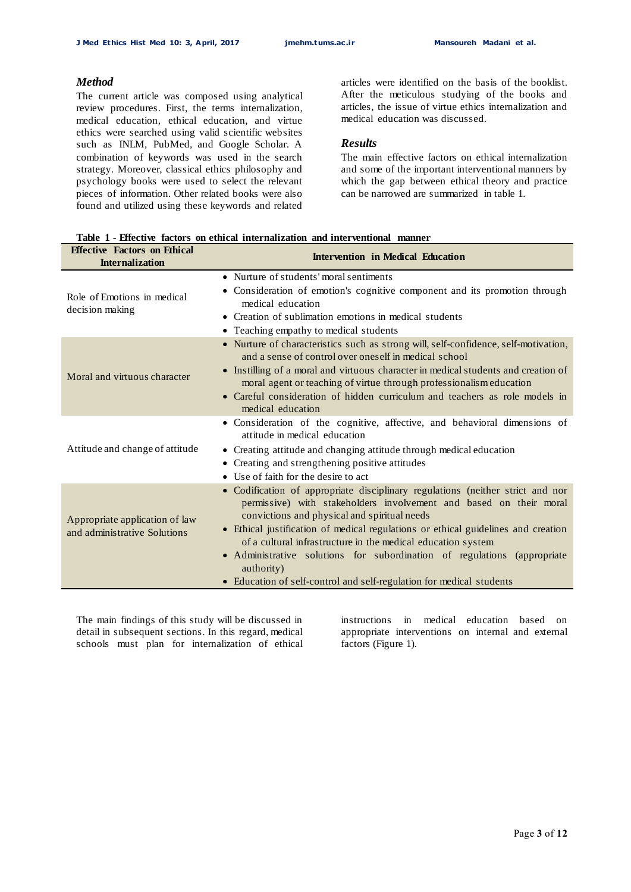## *Method*

The current article was composed using analytical review procedures. First, the terms internalization, medical education, ethical education, and virtue ethics were searched using valid scientific websites such as INLM, PubMed, and Google Scholar. A combination of keywords was used in the search strategy. Moreover, classical ethics philosophy and psychology books were used to select the relevant pieces of information. Other related books were also found and utilized using these keywords and related articles were identified on the basis of the booklist. After the meticulous studying of the books and articles, the issue of virtue ethics internalization and medical education was discussed.

## *Results*

The main effective factors on ethical internalization and some of the important interventional manners by which the gap between ethical theory and practice can be narrowed are summarized in table 1.

**Table 1 - Effective factors on ethical internalization and interventional manner**

| **Effective Factors on Ethical Internalization** | **Intervention in Medical Education** |
|---|---|
| Role of Emotions in medical decision making | • Nurture of students' moral sentiments<br>• Consideration of emotion's cognitive component and its promotion through medical education<br>• Creation of sublimation emotions in medical students<br>• Teaching empathy to medical students |
| Moral and virtuous character | • Nurture of characteristics such as strong will, self-confidence, self-motivation, and a sense of control over oneself in medical school<br>• Instilling of a moral and virtuous character in medical students and creation of moral agent or teaching of virtue through professionalism education<br>• Careful consideration of hidden curriculum and teachers as role models in medical education |
| Attitude and change of attitude | • Consideration of the cognitive, affective, and behavioral dimensions of attitude in medical education<br>• Creating attitude and changing attitude through medical education<br>• Creating and strengthening positive attitudes<br>• Use of faith for the desire to act |
| Appropriate application of law and administrative Solutions | • Codification of appropriate disciplinary regulations (neither strict and nor permissive) with stakeholders involvement and based on their moral convictions and physical and spiritual needs<br>• Ethical justification of medical regulations or ethical guidelines and creation of a cultural infrastructure in the medical education system<br>• Administrative solutions for subordination of regulations (appropriate authority)<br>• Education of self-control and self-regulation for medical students |

The main findings of this study will be discussed in detail in subsequent sections. In this regard, medical schools must plan for internalization of ethical instructions in medical education based on appropriate interventions on internal and external factors (Figure 1).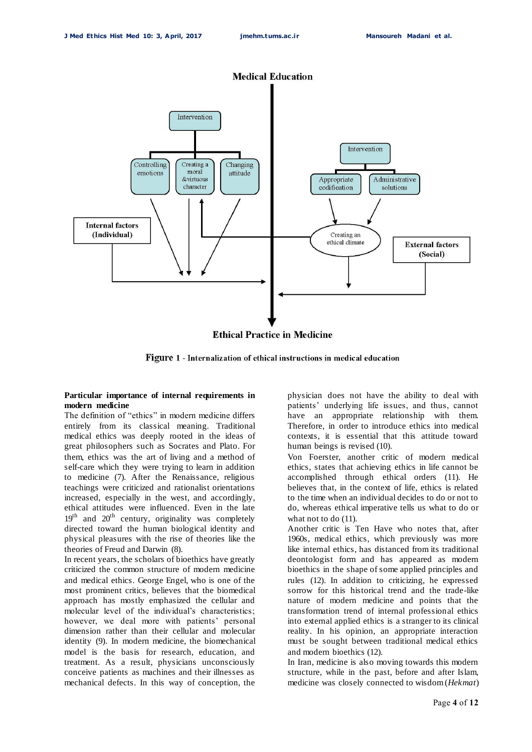Figure 1 - Internalization of ethical instructions in medical education

**Particular importance of internal requirements in modern medicine**

The definition of "ethics" in modern medicine differs entirely from its classical meaning. Traditional medical ethics was deeply rooted in the ideas of great philosophers such as Socrates and Plato. For them, ethics was the art of living and a method of self-care which they were trying to learn in addition to medicine (7). After the Renaissance, religious teachings were criticized and rationalist orientations increased, especially in the west, and accordingly, ethical attitudes were influenced. Even in the late 19[th] and 20[th] century, originality was completely directed toward the human biological identity and physical pleasures with the rise of theories like the theories of Freud and Darwin (8).

In recent years, the scholars of bioethics have greatly criticized the common structure of modern medicine and medical ethics. George Engel, who is one of the most prominent critics, believes that the biomedical approach has mostly emphasized the cellular and molecular level of the individual's characteristics; however, we deal more with patients' personal dimension rather than their cellular and molecular identity (9). In modern medicine, the biomechanical model is the basis for research, education, and treatment. As a result, physicians unconsciously conceive patients as machines and their illnesses as mechanical defects. In this way of conception, the physician does not have the ability to deal with patients' underlying life issues, and thus, cannot have an appropriate relationship with them. Therefore, in order to introduce ethics into medical contexts, it is essential that this attitude toward human beings is revised (10).

Von Foerster, another critic of modern medical ethics, states that achieving ethics in life cannot be accomplished through ethical orders (11). He believes that, in the context of life, ethics is related to the time when an individual decides to do or not to do, whereas ethical imperative tells us what to do or what not to do (11).

Another critic is Ten Have who notes that, after 1960s, medical ethics, which previously was more like internal ethics, has distanced from its traditional deontologist form and has appeared as modern bioethics in the shape of some applied principles and rules (12). In addition to criticizing, he expressed sorrow for this historical trend and the trade-like nature of modern medicine and points that the transformation trend of internal professional ethics into external applied ethics is a stranger to its clinical reality. In his opinion, an appropriate interaction must be sought between traditional medical ethics and modern bioethics (12).

In Iran, medicine is also moving towards this modern structure, while in the past, before and after Islam, medicine was closely connected to wisdom (*Hekmat*)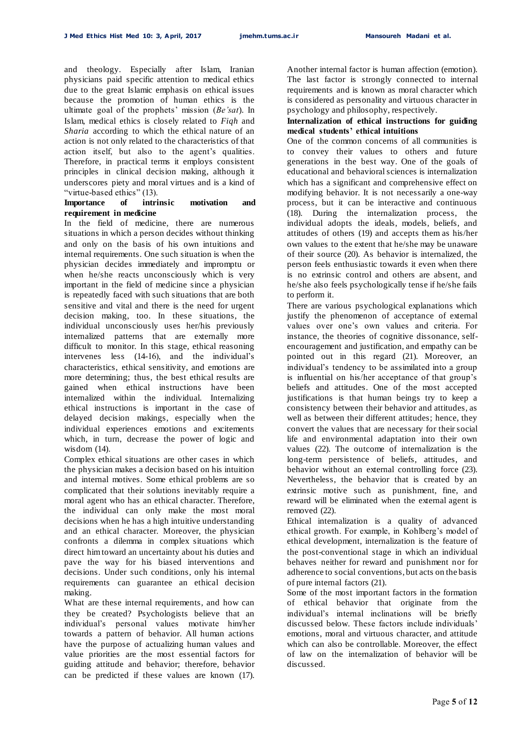and theology. Especially after Islam, Iranian physicians paid specific attention to medical ethics due to the great Islamic emphasis on ethical issues because the promotion of human ethics is the ultimate goal of the prophets' mission (*Be'sat*). In Islam, medical ethics is closely related to *Fiqh* and *Sharia* according to which the ethical nature of an action is not only related to the characteristics of that action itself, but also to the agent's qualities. Therefore, in practical terms it employs consistent principles in clinical decision making, although it underscores piety and moral virtues and is a kind of "virtue-based ethics" (13).

**Importance of intrinsic motivation and requirement in medicine**

In the field of medicine, there are numerous situations in which a person decides without thinking and only on the basis of his own intuitions and internal requirements. One such situation is when the physician decides immediately and impromptu or when he/she reacts unconsciously which is very important in the field of medicine since a physician is repeatedly faced with such situations that are both sensitive and vital and there is the need for urgent decision making, too. In these situations, the individual unconsciously uses her/his previously internalized patterns that are externally more difficult to monitor. In this stage, ethical reasoning intervenes less (14-16), and the individual's characteristics, ethical sensitivity, and emotions are more determining; thus, the best ethical results are gained when ethical instructions have been internalized within the individual. Internalizing ethical instructions is important in the case of delayed decision makings, especially when the individual experiences emotions and excitements which, in turn, decrease the power of logic and wisdom (14).

Complex ethical situations are other cases in which the physician makes a decision based on his intuition and internal motives. Some ethical problems are so complicated that their solutions inevitably require a moral agent who has an ethical character. Therefore, the individual can only make the most moral decisions when he has a high intuitive understanding and an ethical character. Moreover, the physician confronts a dilemma in complex situations which direct him toward an uncertainty about his duties and pave the way for his biased interventions and decisions. Under such conditions, only his internal requirements can guarantee an ethical decision making.

What are these internal requirements, and how can they be created? Psychologists believe that an individual's personal values motivate him/her towards a pattern of behavior. All human actions have the purpose of actualizing human values and value priorities are the most essential factors for guiding attitude and behavior; therefore, behavior can be predicted if these values are known (17). Another internal factor is human affection (emotion). The last factor is strongly connected to internal requirements and is known as moral character which is considered as personality and virtuous character in psychology and philosophy, respectively.

**Internalization of ethical instructions for guiding medical students' ethical intuitions**

One of the common concerns of all communities is to convey their values to others and future generations in the best way. One of the goals of educational and behavioral sciences is internalization which has a significant and comprehensive effect on modifying behavior. It is not necessarily a one-way process, but it can be interactive and continuous (18). During the internalization process, the individual adopts the ideals, models, beliefs, and attitudes of others (19) and accepts them as his/her own values to the extent that he/she may be unaware of their source (20). As behavior is internalized, the person feels enthusiastic towards it even when there is no extrinsic control and others are absent, and he/she also feels psychologically tense if he/she fails to perform it.

There are various psychological explanations which justify the phenomenon of acceptance of external values over one's own values and criteria. For instance, the theories of cognitive dissonance, self-encouragement and justification, and empathy can be pointed out in this regard (21). Moreover, an individual's tendency to be assimilated into a group is influential on his/her acceptance of that group's beliefs and attitudes. One of the most accepted justifications is that human beings try to keep a consistency between their behavior and attitudes, as well as between their different attitudes; hence, they convert the values that are necessary for their social life and environmental adaptation into their own values (22). The outcome of internalization is the long-term persistence of beliefs, attitudes, and behavior without an external controlling force (23). Nevertheless, the behavior that is created by an extrinsic motive such as punishment, fine, and reward will be eliminated when the external agent is removed (22).

Ethical internalization is a quality of advanced ethical growth. For example, in Kohlberg's model of ethical development, internalization is the feature of the post-conventional stage in which an individual behaves neither for reward and punishment nor for adherence to social conventions, but acts on the basis of pure internal factors (21).

Some of the most important factors in the formation of ethical behavior that originate from the individual's internal inclinations will be briefly discussed below. These factors include individuals' emotions, moral and virtuous character, and attitude which can also be controllable. Moreover, the effect of law on the internalization of behavior will be discussed.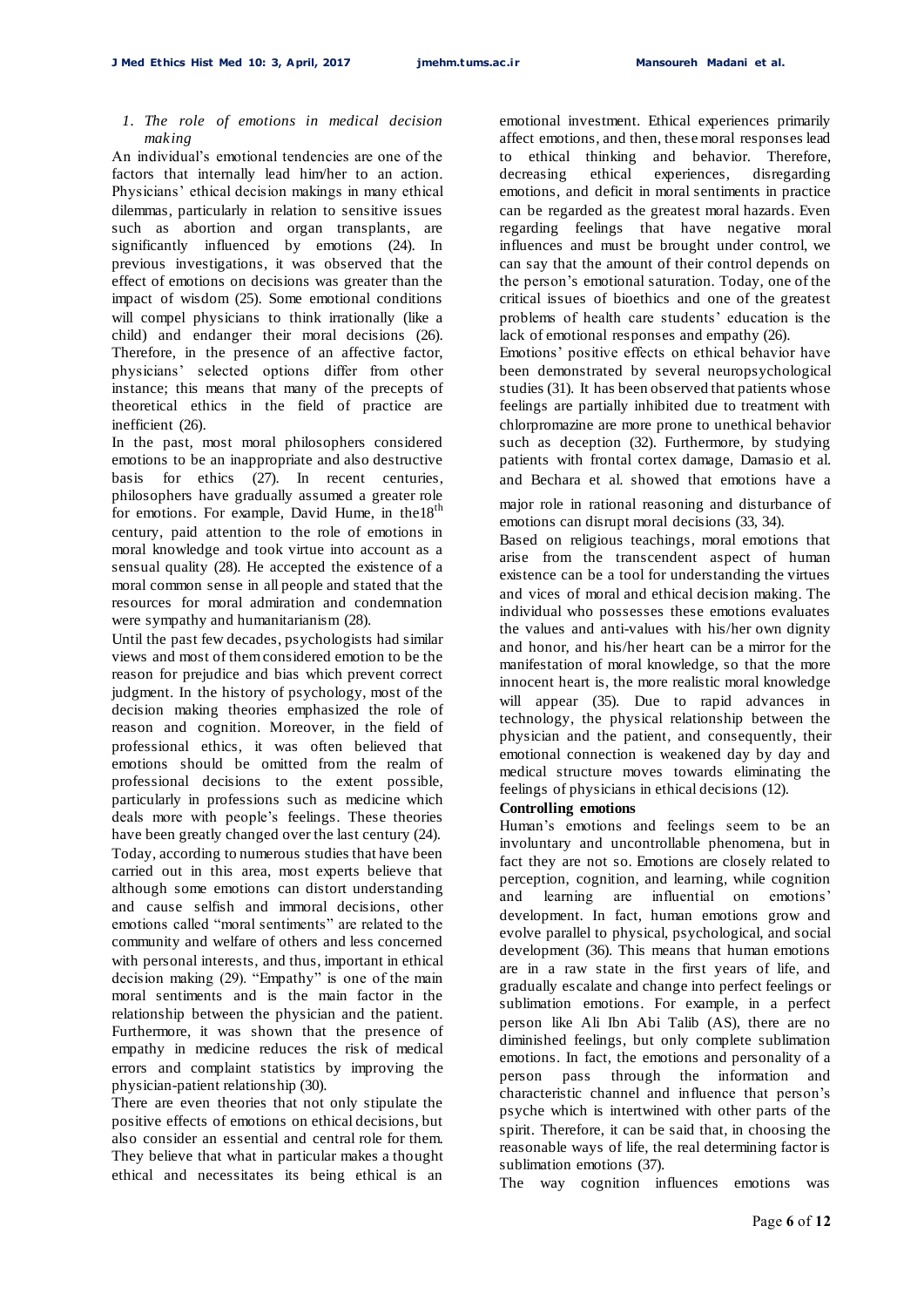*1. The role of emotions in medical decision making*

An individual's emotional tendencies are one of the factors that internally lead him/her to an action. Physicians' ethical decision makings in many ethical dilemmas, particularly in relation to sensitive issues such as abortion and organ transplants, are significantly influenced by emotions (24). In previous investigations, it was observed that the effect of emotions on decisions was greater than the impact of wisdom (25). Some emotional conditions will compel physicians to think irrationally (like a child) and endanger their moral decisions (26). Therefore, in the presence of an affective factor, physicians' selected options differ from other instance; this means that many of the precepts of theoretical ethics in the field of practice are inefficient (26).

In the past, most moral philosophers considered emotions to be an inappropriate and also destructive basis for ethics (27). In recent centuries, philosophers have gradually assumed a greater role for emotions. For example, David Hume, in the18th century, paid attention to the role of emotions in moral knowledge and took virtue into account as a sensual quality (28). He accepted the existence of a moral common sense in all people and stated that the resources for moral admiration and condemnation were sympathy and humanitarianism (28).

Until the past few decades, psychologists had similar views and most of them considered emotion to be the reason for prejudice and bias which prevent correct judgment. In the history of psychology, most of the decision making theories emphasized the role of reason and cognition. Moreover, in the field of professional ethics, it was often believed that emotions should be omitted from the realm of professional decisions to the extent possible, particularly in professions such as medicine which deals more with people's feelings. These theories have been greatly changed over the last century (24). Today, according to numerous studies that have been carried out in this area, most experts believe that although some emotions can distort understanding and cause selfish and immoral decisions, other emotions called "moral sentiments" are related to the community and welfare of others and less concerned with personal interests, and thus, important in ethical decision making (29). "Empathy" is one of the main moral sentiments and is the main factor in the relationship between the physician and the patient. Furthermore, it was shown that the presence of empathy in medicine reduces the risk of medical errors and complaint statistics by improving the physician-patient relationship (30).

There are even theories that not only stipulate the positive effects of emotions on ethical decisions, but also consider an essential and central role for them. They believe that what in particular makes a thought ethical and necessitates its being ethical is an emotional investment. Ethical experiences primarily affect emotions, and then, these moral responses lead to ethical thinking and behavior. Therefore, decreasing ethical experiences, disregarding emotions, and deficit in moral sentiments in practice can be regarded as the greatest moral hazards. Even regarding feelings that have negative moral influences and must be brought under control, we can say that the amount of their control depends on the person's emotional saturation. Today, one of the critical issues of bioethics and one of the greatest problems of health care students' education is the lack of emotional responses and empathy (26).

Emotions' positive effects on ethical behavior have been demonstrated by several neuropsychological studies (31). It has been observed that patients whose feelings are partially inhibited due to treatment with chlorpromazine are more prone to unethical behavior such as deception (32). Furthermore, by studying patients with frontal cortex damage, Damasio et al. and Bechara et al. showed that emotions have a major role in rational reasoning and disturbance of emotions can disrupt moral decisions (33, 34).

Based on religious teachings, moral emotions that arise from the transcendent aspect of human existence can be a tool for understanding the virtues and vices of moral and ethical decision making. The individual who possesses these emotions evaluates the values and anti-values with his/her own dignity and honor, and his/her heart can be a mirror for the manifestation of moral knowledge, so that the more innocent heart is, the more realistic moral knowledge will appear (35). Due to rapid advances in technology, the physical relationship between the physician and the patient, and consequently, their emotional connection is weakened day by day and medical structure moves towards eliminating the feelings of physicians in ethical decisions (12).

**Controlling emotions**

Human's emotions and feelings seem to be an involuntary and uncontrollable phenomena, but in fact they are not so. Emotions are closely related to perception, cognition, and learning, while cognition and learning are influential on emotions' development. In fact, human emotions grow and evolve parallel to physical, psychological, and social development (36). This means that human emotions are in a raw state in the first years of life, and gradually escalate and change into perfect feelings or sublimation emotions. For example, in a perfect person like Ali Ibn Abi Talib (AS), there are no diminished feelings, but only complete sublimation emotions. In fact, the emotions and personality of a person pass through the information and characteristic channel and influence that person's psyche which is intertwined with other parts of the spirit. Therefore, it can be said that, in choosing the reasonable ways of life, the real determining factor is sublimation emotions (37).

The way cognition influences emotions was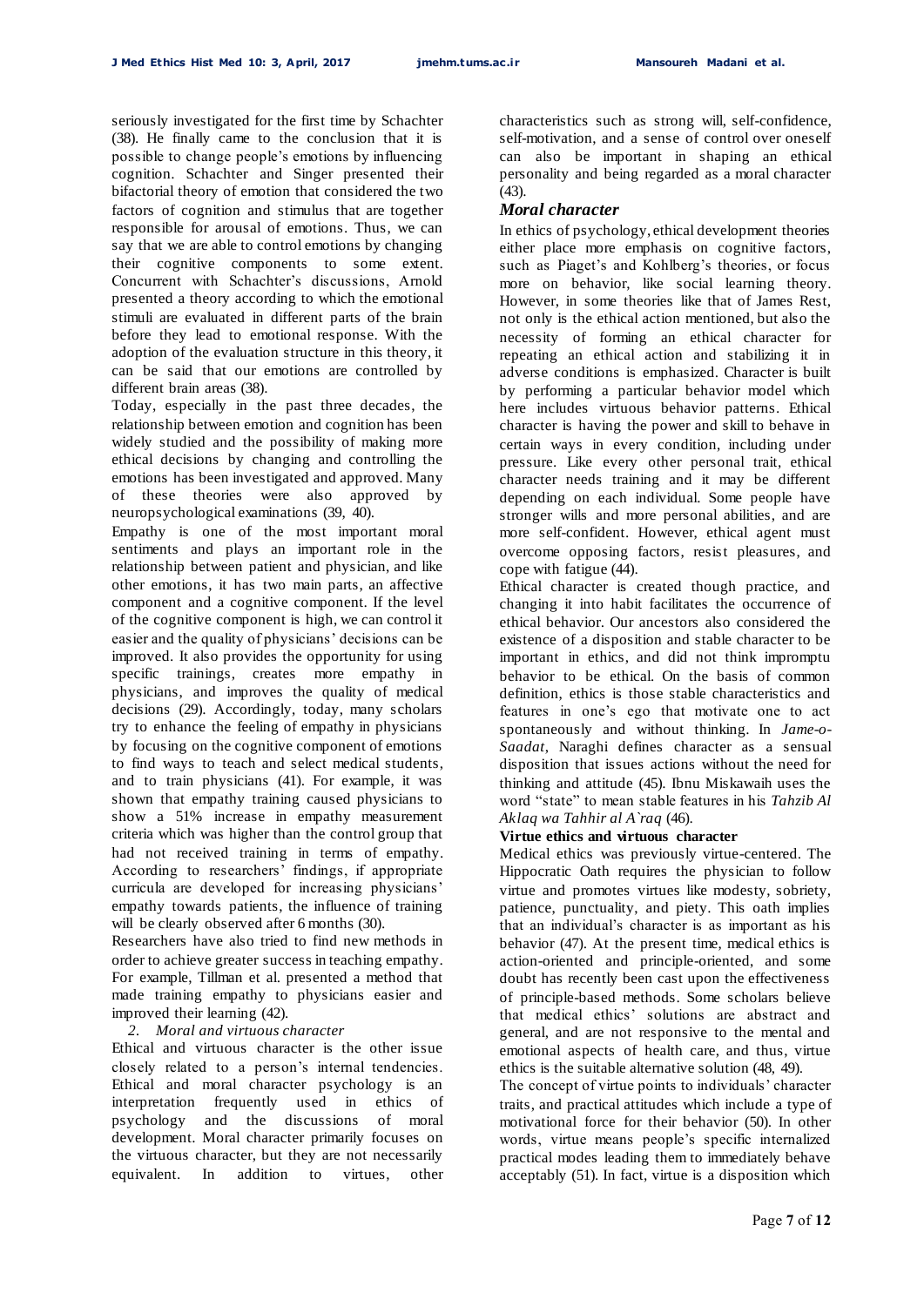seriously investigated for the first time by Schachter (38). He finally came to the conclusion that it is possible to change people's emotions by influencing cognition. Schachter and Singer presented their bifactorial theory of emotion that considered the two factors of cognition and stimulus that are together responsible for arousal of emotions. Thus, we can say that we are able to control emotions by changing their cognitive components to some extent. Concurrent with Schachter's discussions, Arnold presented a theory according to which the emotional stimuli are evaluated in different parts of the brain before they lead to emotional response. With the adoption of the evaluation structure in this theory, it can be said that our emotions are controlled by different brain areas (38).

Today, especially in the past three decades, the relationship between emotion and cognition has been widely studied and the possibility of making more ethical decisions by changing and controlling the emotions has been investigated and approved. Many of these theories were also approved by neuropsychological examinations (39, 40).

Empathy is one of the most important moral sentiments and plays an important role in the relationship between patient and physician, and like other emotions, it has two main parts, an affective component and a cognitive component. If the level of the cognitive component is high, we can control it easier and the quality of physicians' decisions can be improved. It also provides the opportunity for using specific trainings, creates more empathy in physicians, and improves the quality of medical decisions (29). Accordingly, today, many scholars try to enhance the feeling of empathy in physicians by focusing on the cognitive component of emotions to find ways to teach and select medical students, and to train physicians (41). For example, it was shown that empathy training caused physicians to show a 51% increase in empathy measurement criteria which was higher than the control group that had not received training in terms of empathy. According to researchers' findings, if appropriate curricula are developed for increasing physicians' empathy towards patients, the influence of training will be clearly observed after 6 months (30).

Researchers have also tried to find new methods in order to achieve greater success in teaching empathy. For example, Tillman et al. presented a method that made training empathy to physicians easier and improved their learning (42).

*2. Moral and virtuous character*

Ethical and virtuous character is the other issue closely related to a person's internal tendencies. Ethical and moral character psychology is an interpretation frequently used in ethics of psychology and the discussions of moral development. Moral character primarily focuses on the virtuous character, but they are not necessarily equivalent. In addition to virtues, other characteristics such as strong will, self-confidence, self-motivation, and a sense of control over oneself can also be important in shaping an ethical personality and being regarded as a moral character (43).

### *Moral character*

In ethics of psychology, ethical development theories either place more emphasis on cognitive factors, such as Piaget's and Kohlberg's theories, or focus more on behavior, like social learning theory. However, in some theories like that of James Rest, not only is the ethical action mentioned, but also the necessity of forming an ethical character for repeating an ethical action and stabilizing it in adverse conditions is emphasized. Character is built by performing a particular behavior model which here includes virtuous behavior patterns. Ethical character is having the power and skill to behave in certain ways in every condition, including under pressure. Like every other personal trait, ethical character needs training and it may be different depending on each individual. Some people have stronger wills and more personal abilities, and are more self-confident. However, ethical agent must overcome opposing factors, resist pleasures, and cope with fatigue (44).

Ethical character is created though practice, and changing it into habit facilitates the occurrence of ethical behavior. Our ancestors also considered the existence of a disposition and stable character to be important in ethics, and did not think impromptu behavior to be ethical. On the basis of common definition, ethics is those stable characteristics and features in one's ego that motivate one to act spontaneously and without thinking. In *Jame-o-Saadat*, Naraghi defines character as a sensual disposition that issues actions without the need for thinking and attitude (45). Ibnu Miskawaih uses the word "state" to mean stable features in his *Tahzib Al Aklaq wa Tahhir al A`raq* (46).

**Virtue ethics and virtuous character**

Medical ethics was previously virtue-centered. The Hippocratic Oath requires the physician to follow virtue and promotes virtues like modesty, sobriety, patience, punctuality, and piety. This oath implies that an individual's character is as important as his behavior (47). At the present time, medical ethics is action-oriented and principle-oriented, and some doubt has recently been cast upon the effectiveness of principle-based methods. Some scholars believe that medical ethics' solutions are abstract and general, and are not responsive to the mental and emotional aspects of health care, and thus, virtue ethics is the suitable alternative solution (48, 49).

The concept of virtue points to individuals' character traits, and practical attitudes which include a type of motivational force for their behavior (50). In other words, virtue means people's specific internalized practical modes leading them to immediately behave acceptably (51). In fact, virtue is a disposition which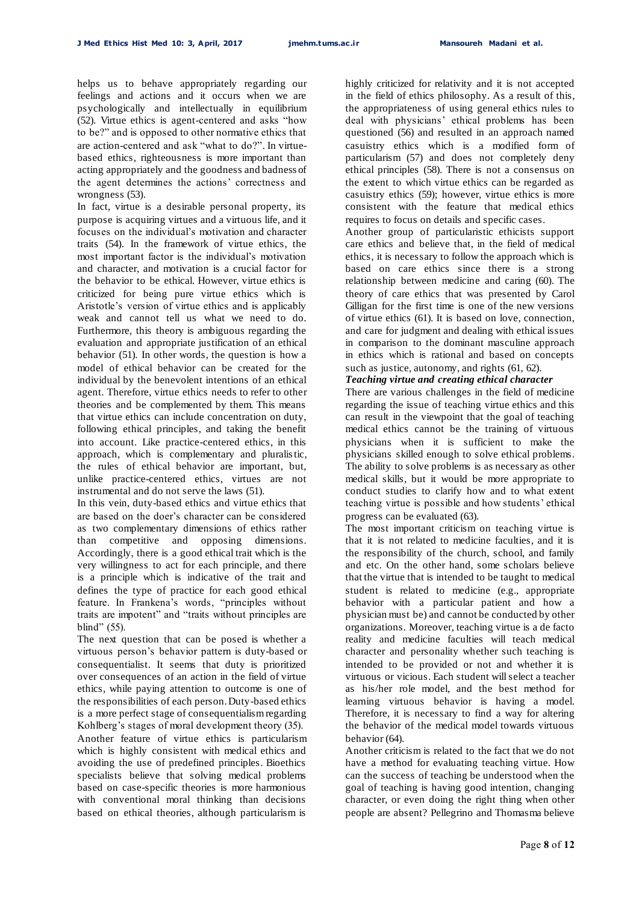helps us to behave appropriately regarding our feelings and actions and it occurs when we are psychologically and intellectually in equilibrium (52). Virtue ethics is agent-centered and asks "how to be?" and is opposed to other normative ethics that are action-centered and ask "what to do?". In virtue-based ethics, righteousness is more important than acting appropriately and the goodness and badness of the agent determines the actions' correctness and wrongness (53).

In fact, virtue is a desirable personal property, its purpose is acquiring virtues and a virtuous life, and it focuses on the individual's motivation and character traits (54). In the framework of virtue ethics, the most important factor is the individual's motivation and character, and motivation is a crucial factor for the behavior to be ethical. However, virtue ethics is criticized for being pure virtue ethics which is Aristotle's version of virtue ethics and is applicably weak and cannot tell us what we need to do. Furthermore, this theory is ambiguous regarding the evaluation and appropriate justification of an ethical behavior (51). In other words, the question is how a model of ethical behavior can be created for the individual by the benevolent intentions of an ethical agent. Therefore, virtue ethics needs to refer to other theories and be complemented by them. This means that virtue ethics can include concentration on duty, following ethical principles, and taking the benefit into account. Like practice-centered ethics, in this approach, which is complementary and pluralistic, the rules of ethical behavior are important, but, unlike practice-centered ethics, virtues are not instrumental and do not serve the laws (51).

In this vein, duty-based ethics and virtue ethics that are based on the doer's character can be considered as two complementary dimensions of ethics rather than competitive and opposing dimensions. Accordingly, there is a good ethical trait which is the very willingness to act for each principle, and there is a principle which is indicative of the trait and defines the type of practice for each good ethical feature. In Frankena's words, "principles without traits are impotent" and "traits without principles are blind" (55).

The next question that can be posed is whether a virtuous person's behavior pattern is duty-based or consequentialist. It seems that duty is prioritized over consequences of an action in the field of virtue ethics, while paying attention to outcome is one of the responsibilities of each person. Duty-based ethics is a more perfect stage of consequentialism regarding Kohlberg's stages of moral development theory (35).

Another feature of virtue ethics is particularism which is highly consistent with medical ethics and avoiding the use of predefined principles. Bioethics specialists believe that solving medical problems based on case-specific theories is more harmonious with conventional moral thinking than decisions based on ethical theories, although particularism is highly criticized for relativity and it is not accepted in the field of ethics philosophy. As a result of this, the appropriateness of using general ethics rules to deal with physicians' ethical problems has been questioned (56) and resulted in an approach named casuistry ethics which is a modified form of particularism (57) and does not completely deny ethical principles (58). There is not a consensus on the extent to which virtue ethics can be regarded as casuistry ethics (59); however, virtue ethics is more consistent with the feature that medical ethics requires to focus on details and specific cases.

Another group of particularistic ethicists support care ethics and believe that, in the field of medical ethics, it is necessary to follow the approach which is based on care ethics since there is a strong relationship between medicine and caring (60). The theory of care ethics that was presented by Carol Gilligan for the first time is one of the new versions of virtue ethics (61). It is based on love, connection, and care for judgment and dealing with ethical issues in comparison to the dominant masculine approach in ethics which is rational and based on concepts such as justice, autonomy, and rights (61, 62).

***Teaching virtue and creating ethical character***

There are various challenges in the field of medicine regarding the issue of teaching virtue ethics and this can result in the viewpoint that the goal of teaching medical ethics cannot be the training of virtuous physicians when it is sufficient to make the physicians skilled enough to solve ethical problems. The ability to solve problems is as necessary as other medical skills, but it would be more appropriate to conduct studies to clarify how and to what extent teaching virtue is possible and how students' ethical progress can be evaluated (63).

The most important criticism on teaching virtue is that it is not related to medicine faculties, and it is the responsibility of the church, school, and family and etc. On the other hand, some scholars believe that the virtue that is intended to be taught to medical student is related to medicine (e.g., appropriate behavior with a particular patient and how a physician must be) and cannot be conducted by other organizations. Moreover, teaching virtue is a de facto reality and medicine faculties will teach medical character and personality whether such teaching is intended to be provided or not and whether it is virtuous or vicious. Each student will select a teacher as his/her role model, and the best method for learning virtuous behavior is having a model. Therefore, it is necessary to find a way for altering the behavior of the medical model towards virtuous behavior (64).

Another criticism is related to the fact that we do not have a method for evaluating teaching virtue. How can the success of teaching be understood when the goal of teaching is having good intention, changing character, or even doing the right thing when other people are absent? Pellegrino and Thomasma believe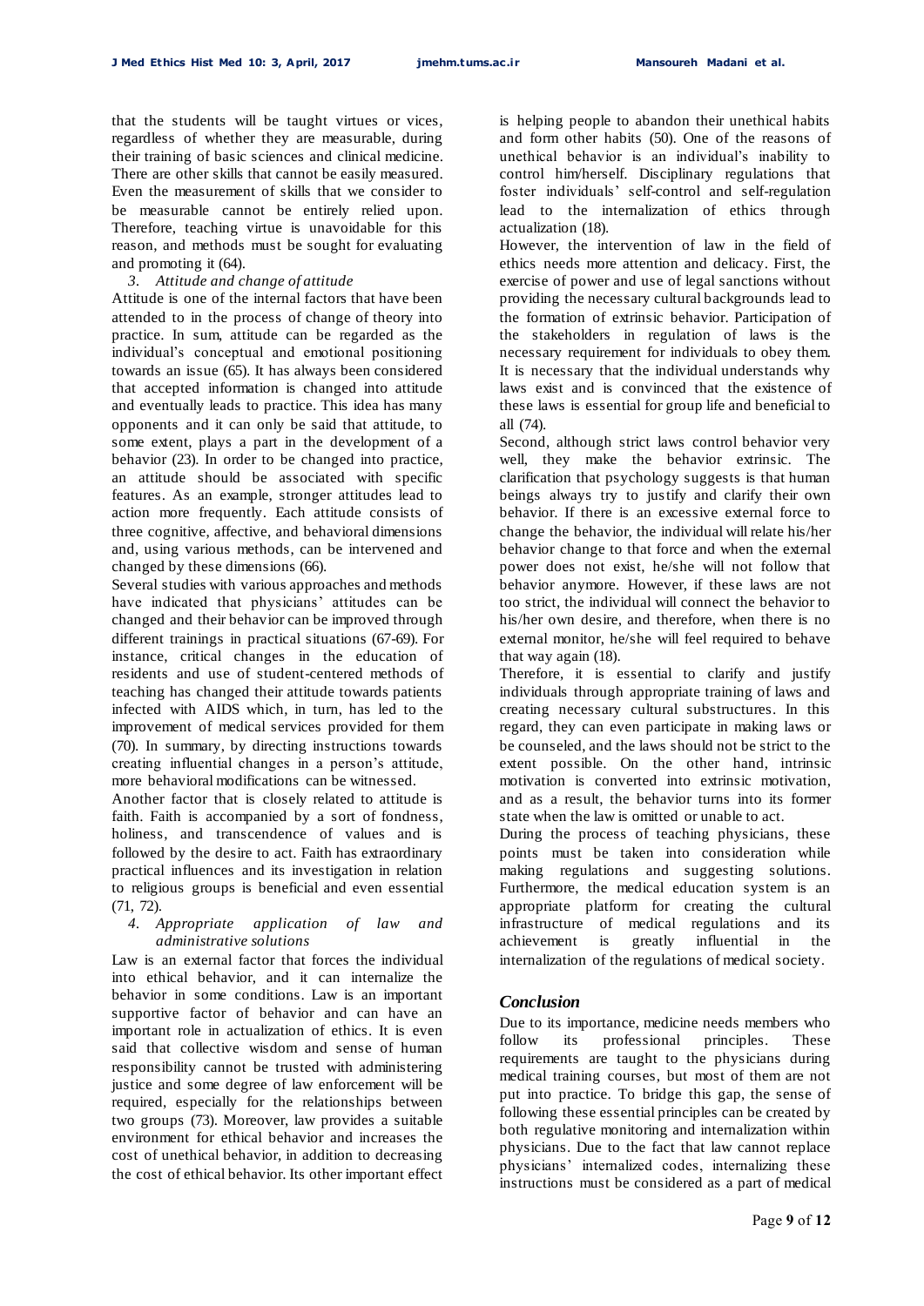that the students will be taught virtues or vices, regardless of whether they are measurable, during their training of basic sciences and clinical medicine. There are other skills that cannot be easily measured. Even the measurement of skills that we consider to be measurable cannot be entirely relied upon. Therefore, teaching virtue is unavoidable for this reason, and methods must be sought for evaluating and promoting it (64).

*3. Attitude and change of attitude*

Attitude is one of the internal factors that have been attended to in the process of change of theory into practice. In sum, attitude can be regarded as the individual's conceptual and emotional positioning towards an issue (65). It has always been considered that accepted information is changed into attitude and eventually leads to practice. This idea has many opponents and it can only be said that attitude, to some extent, plays a part in the development of a behavior (23). In order to be changed into practice, an attitude should be associated with specific features. As an example, stronger attitudes lead to action more frequently. Each attitude consists of three cognitive, affective, and behavioral dimensions and, using various methods, can be intervened and changed by these dimensions (66).

Several studies with various approaches and methods have indicated that physicians' attitudes can be changed and their behavior can be improved through different trainings in practical situations (67-69). For instance, critical changes in the education of residents and use of student-centered methods of teaching has changed their attitude towards patients infected with AIDS which, in turn, has led to the improvement of medical services provided for them (70). In summary, by directing instructions towards creating influential changes in a person's attitude, more behavioral modifications can be witnessed.

Another factor that is closely related to attitude is faith. Faith is accompanied by a sort of fondness, holiness, and transcendence of values and is followed by the desire to act. Faith has extraordinary practical influences and its investigation in relation to religious groups is beneficial and even essential (71, 72).

*4. Appropriate application of law and administrative solutions*

Law is an external factor that forces the individual into ethical behavior, and it can internalize the behavior in some conditions. Law is an important supportive factor of behavior and can have an important role in actualization of ethics. It is even said that collective wisdom and sense of human responsibility cannot be trusted with administering justice and some degree of law enforcement will be required, especially for the relationships between two groups (73). Moreover, law provides a suitable environment for ethical behavior and increases the cost of unethical behavior, in addition to decreasing the cost of ethical behavior. Its other important effect is helping people to abandon their unethical habits and form other habits (50). One of the reasons of unethical behavior is an individual's inability to control him/herself. Disciplinary regulations that foster individuals' self-control and self-regulation lead to the internalization of ethics through actualization (18).

However, the intervention of law in the field of ethics needs more attention and delicacy. First, the exercise of power and use of legal sanctions without providing the necessary cultural backgrounds lead to the formation of extrinsic behavior. Participation of the stakeholders in regulation of laws is the necessary requirement for individuals to obey them. It is necessary that the individual understands why laws exist and is convinced that the existence of these laws is essential for group life and beneficial to all (74).

Second, although strict laws control behavior very well, they make the behavior extrinsic. The clarification that psychology suggests is that human beings always try to justify and clarify their own behavior. If there is an excessive external force to change the behavior, the individual will relate his/her behavior change to that force and when the external power does not exist, he/she will not follow that behavior anymore. However, if these laws are not too strict, the individual will connect the behavior to his/her own desire, and therefore, when there is no external monitor, he/she will feel required to behave that way again (18).

Therefore, it is essential to clarify and justify individuals through appropriate training of laws and creating necessary cultural substructures. In this regard, they can even participate in making laws or be counseled, and the laws should not be strict to the extent possible. On the other hand, intrinsic motivation is converted into extrinsic motivation, and as a result, the behavior turns into its former state when the law is omitted or unable to act.

During the process of teaching physicians, these points must be taken into consideration while making regulations and suggesting solutions. Furthermore, the medical education system is an appropriate platform for creating the cultural infrastructure of medical regulations and its achievement is greatly influential in the internalization of the regulations of medical society.

## *Conclusion*

Due to its importance, medicine needs members who follow its professional principles. These requirements are taught to the physicians during medical training courses, but most of them are not put into practice. To bridge this gap, the sense of following these essential principles can be created by both regulative monitoring and internalization within physicians. Due to the fact that law cannot replace physicians' internalized codes, internalizing these instructions must be considered as a part of medical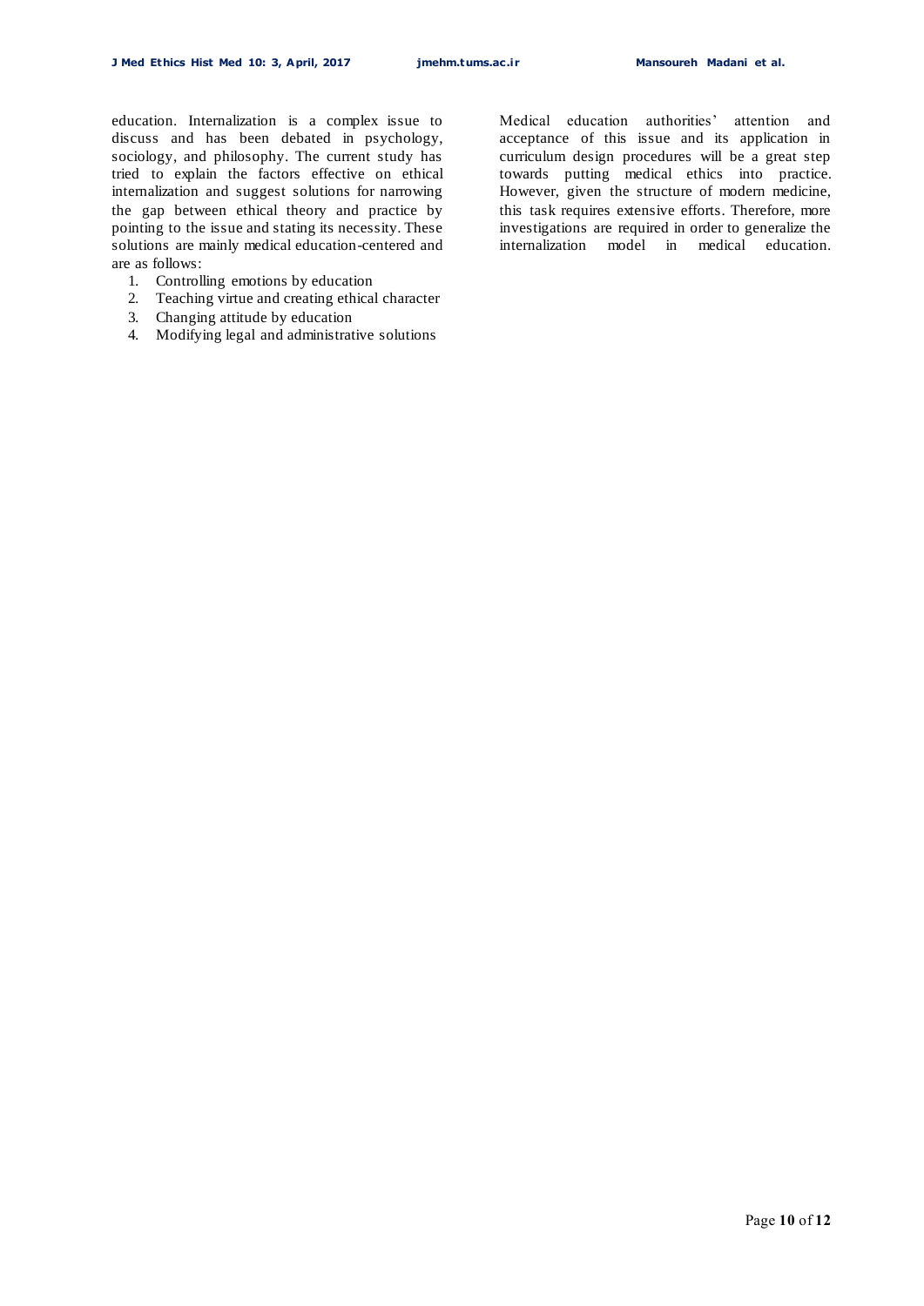education. Internalization is a complex issue to discuss and has been debated in psychology, sociology, and philosophy. The current study has tried to explain the factors effective on ethical internalization and suggest solutions for narrowing the gap between ethical theory and practice by pointing to the issue and stating its necessity. These solutions are mainly medical education-centered and are as follows:

1. Controlling emotions by education
2. Teaching virtue and creating ethical character
3. Changing attitude by education
4. Modifying legal and administrative solutions

Medical education authorities' attention and acceptance of this issue and its application in curriculum design procedures will be a great step towards putting medical ethics into practice. However, given the structure of modern medicine, this task requires extensive efforts. Therefore, more investigations are required in order to generalize the internalization model in medical education.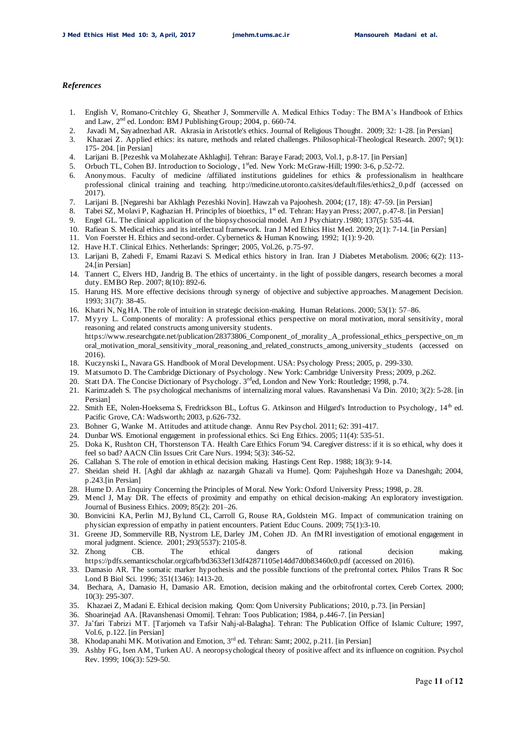*References*

1. English V, Romano-Critchley G, Sheather J, Sommerville A. Medical Ethics Today: The BMA's Handbook of Ethics and Law, 2nd ed. London: BMJ Publishing Group; 2004, p. 660-74.
2. Javadi M, Sayadnezhad AR. Akrasia in Aristotle's ethics. Journal of Religious Thought. 2009; 32: 1-28. [in Persian]
3. Khazaei Z. Applied ethics: its nature, methods and related challenges. Philosophical-Theological Research. 2007; 9(1): 175- 204. [in Persian]
4. Larijani B. [Pezeshk va Molahezate Akhlaghi]. Tehran: Baraye Farad; 2003, Vol.1, p.8-17. [in Persian]
5. Orbuch TL, Cohen BJ. Introduction to Sociology, 1sted. New York: McGraw-Hill; 1990: 3-6, p.52-72.
6. Anonymous. Faculty of medicine /affiliated institutions guidelines for ethics & professionalism in healthcare professional clinical training and teaching. http://medicine.utoronto.ca/sites/default/files/ethics2_0.pdf (accessed on 2017).
7. Larijani B. [Negareshi bar Akhlagh Pezeshki Novin]. Hawzah va Pajoohesh. 2004; (17, 18): 47-59. [in Persian]
8. Tabei SZ, Molavi P, Kaghazian H. Principles of bioethics, 1st ed. Tehran: Hayyan Press; 2007, p.47-8. [in Persian]
9. Engel GL. The clinical application of the biopsychosocial model. Am J Psychiatry.1980; 137(5): 535-44.
10. Rafiean S. Medical ethics and its intellectual framework. Iran J Med Ethics Hist Med. 2009; 2(1): 7-14. [in Persian]
11. Von Foerster H. Ethics and second-order. Cybernetics & Human Knowing. 1992; 1(1): 9-20.
12. Have H.T. Clinical Ethics. Netherlands: Springer; 2005, Vol.26, p.75-97.
13. Larijani B, Zahedi F, Emami Razavi S. Medical ethics history in Iran. Iran J Diabetes Metabolism. 2006; 6(2): 113-24.[in Persian]
14. Tannert C, Elvers HD, Jandrig B. The ethics of uncertainty. in the light of possible dangers, research becomes a moral duty. EMBO Rep. 2007; 8(10): 892-6.
15. Harung HS. More effective decisions through synergy of objective and subjective approaches. Management Decision. 1993; 31(7): 38-45.
16. Khatri N, Ng HA. The role of intuition in strategic decision-making. Human Relations. 2000; 53(1): 57–86.
17. Myyry L. Components of morality: A professional ethics perspective on moral motivation, moral sensitivity, moral reasoning and related constructs among university students. https://www.researchgate.net/publication/28373806_Component_of_morality_A_professional_ethics_perspective_on_moral_motivation_moral_sensitivity_moral_reasoning_and_related_constructs_among_university_students (accessed on 2016).
18. Kuczynski L, Navara GS. Handbook of Moral Development. USA: Psychology Press; 2005, p. 299-330.
19. Matsumoto D. The Cambridge Dictionary of Psychology. New York: Cambridge University Press; 2009, p.262.
20. Statt DA. The Concise Dictionary of Psychology. 3rded, London and New York: Routledge; 1998, p.74.
21. Karimzadeh S. The psychological mechanisms of internalizing moral values. Ravanshenasi Va Din. 2010; 3(2): 5-28. [in Persian]
22. Smith EE, Nolen-Hoeksema S, Fredrickson BL, Loftus G. Atkinson and Hilgard's Introduction to Psychology, 14th ed. Pacific Grove, CA: Wadsworth; 2003, p.626-732.
23. Bohner G, Wanke M. Attitudes and attitude change. Annu Rev Psychol. 2011; 62: 391-417.
24. Dunbar WS. Emotional engagement in professional ethics. Sci Eng Ethics. 2005; 11(4): 535-51.
25. Doka K, Rushton CH, Thorstenson TA. Health Care Ethics Forum '94. Caregiver distress: if it is so ethical, why does it feel so bad? AACN Clin Issues Crit Care Nurs. 1994; 5(3): 346-52.
26. Callahan S. The role of emotion in ethical decision making. Hastings Cent Rep. 1988; 18(3): 9-14.
27. Sheidan sheid H. [Aghl dar akhlagh az nazargah Ghazali va Hume]. Qom: Pajuheshgah Hoze va Daneshgah; 2004, p.243.[in Persian]
28. Hume D. An Enquiry Concerning the Principles of Moral. New York: Oxford University Press; 1998, p. 28.
29. Mencl J, May DR. The effects of proximity and empathy on ethical decision-making: An exploratory investigation. Journal of Business Ethics. 2009; 85(2): 201–26.
30. Bonvicini KA, Perlin MJ, Bylund CL, Carroll G, Rouse RA, Goldstein MG. Impact of communication training on physician expression of empathy in patient encounters. Patient Educ Couns. 2009; 75(1):3-10.
31. Greene JD, Sommerville RB, Nystrom LE, Darley JM, Cohen JD. An fMRI investigation of emotional engagement in moral judgment. Science. 2001; 293(5537): 2105-8.
32. Zhong CB. The ethical dangers of rational decision making. https://pdfs.semanticscholar.org/cafb/bd3633ef13df42871105e14dd7d0b83460c0.pdf (accessed on 2016).
33. Damasio AR. The somatic marker hypothesis and the possible functions of the prefrontal cortex. Philos Trans R Soc Lond B Biol Sci. 1996; 351(1346): 1413-20.
34. Bechara, A, Damasio H, Damasio AR. Emotion, decision making and the orbitofrontal cortex. Cereb Cortex. 2000; 10(3): 295-307.
35. Khazaei Z, Madani E. Ethical decision making. Qom: Qom University Publications; 2010, p.73. [in Persian]
36. Shoarinejad AA. [Ravanshenasi Omomi]. Tehran: Toos Publication; 1984, p.446-7. [in Persian]
37. Ja'fari Tabrizi MT. [Tarjomeh va Tafsir Nahj-al-Balagha]. Tehran: The Publication Office of Islamic Culture; 1997, Vol.6, p.122. [in Persian]
38. Khodapanahi MK. Motivation and Emotion, 3rd ed. Tehran: Samt; 2002, p.211. [in Persian]
39. Ashby FG, Isen AM, Turken AU. A neoropsychological theory of positive affect and its influence on cognition. Psychol Rev. 1999; 106(3): 529-50.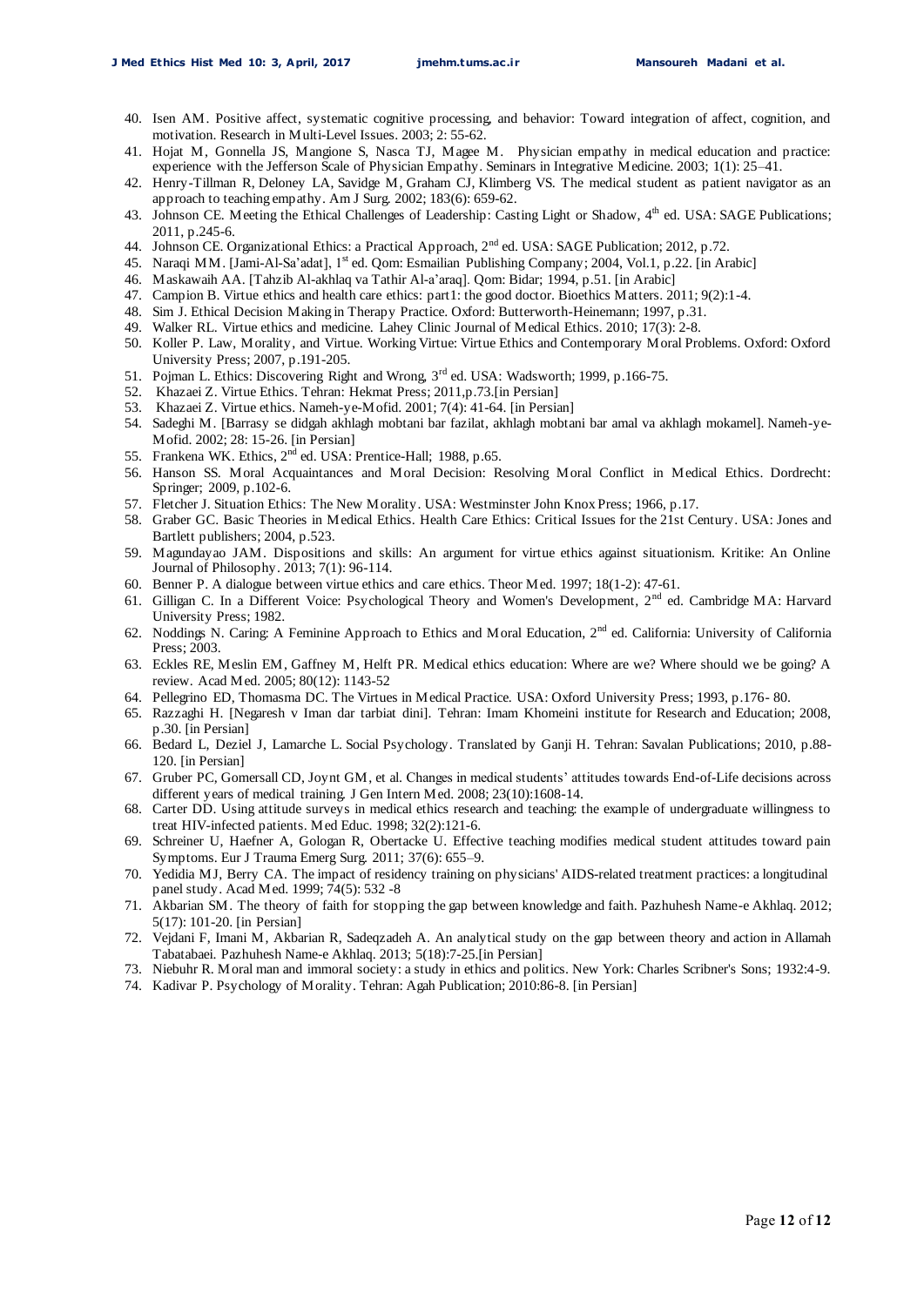40. Isen AM. Positive affect, systematic cognitive processing, and behavior: Toward integration of affect, cognition, and motivation. Research in Multi-Level Issues. 2003; 2: 55-62.
41. Hojat M, Gonnella JS, Mangione S, Nasca TJ, Magee M. Physician empathy in medical education and practice: experience with the Jefferson Scale of Physician Empathy. Seminars in Integrative Medicine. 2003; 1(1): 25–41.
42. Henry-Tillman R, Deloney LA, Savidge M, Graham CJ, Klimberg VS. The medical student as patient navigator as an approach to teaching empathy. Am J Surg. 2002; 183(6): 659-62.
43. Johnson CE. Meeting the Ethical Challenges of Leadership: Casting Light or Shadow, 4th ed. USA: SAGE Publications; 2011, p.245-6.
44. Johnson CE. Organizational Ethics: a Practical Approach, 2nd ed. USA: SAGE Publication; 2012, p.72.
45. Naraqi MM. [Jami-Al-Sa'adat], 1st ed. Qom: Esmailian Publishing Company; 2004, Vol.1, p.22. [in Arabic]
46. Maskawaih AA. [Tahzib Al-akhlaq va Tathir Al-a'araq]. Qom: Bidar; 1994, p.51. [in Arabic]
47. Campion B. Virtue ethics and health care ethics: part1: the good doctor. Bioethics Matters. 2011; 9(2):1-4.
48. Sim J. Ethical Decision Making in Therapy Practice. Oxford: Butterworth-Heinemann; 1997, p.31.
49. Walker RL. Virtue ethics and medicine. Lahey Clinic Journal of Medical Ethics. 2010; 17(3): 2-8.
50. Koller P. Law, Morality, and Virtue. Working Virtue: Virtue Ethics and Contemporary Moral Problems. Oxford: Oxford University Press; 2007, p.191-205.
51. Pojman L. Ethics: Discovering Right and Wrong, 3rd ed. USA: Wadsworth; 1999, p.166-75.
52. Khazaei Z. Virtue Ethics. Tehran: Hekmat Press; 2011,p.73.[in Persian]
53. Khazaei Z. Virtue ethics. Nameh-ye-Mofid. 2001; 7(4): 41-64. [in Persian]
54. Sadeghi M. [Barrasy se didgah akhlagh mobtani bar fazilat, akhlagh mobtani bar amal va akhlagh mokamel]. Nameh-ye-Mofid. 2002; 28: 15-26. [in Persian]
55. Frankena WK. Ethics, 2nd ed. USA: Prentice-Hall; 1988, p.65.
56. Hanson SS. Moral Acquaintances and Moral Decision: Resolving Moral Conflict in Medical Ethics. Dordrecht: Springer; 2009, p.102-6.
57. Fletcher J. Situation Ethics: The New Morality. USA: Westminster John Knox Press; 1966, p.17.
58. Graber GC. Basic Theories in Medical Ethics. Health Care Ethics: Critical Issues for the 21st Century. USA: Jones and Bartlett publishers; 2004, p.523.
59. Magundayao JAM. Dispositions and skills: An argument for virtue ethics against situationism. Kritike: An Online Journal of Philosophy. 2013; 7(1): 96-114.
60. Benner P. A dialogue between virtue ethics and care ethics. Theor Med. 1997; 18(1-2): 47-61.
61. Gilligan C. In a Different Voice: Psychological Theory and Women's Development, 2nd ed. Cambridge MA: Harvard University Press; 1982.
62. Noddings N. Caring: A Feminine Approach to Ethics and Moral Education, 2nd ed. California: University of California Press; 2003.
63. Eckles RE, Meslin EM, Gaffney M, Helft PR. Medical ethics education: Where are we? Where should we be going? A review. Acad Med. 2005; 80(12): 1143-52
64. Pellegrino ED, Thomasma DC. The Virtues in Medical Practice. USA: Oxford University Press; 1993, p.176- 80.
65. Razzaghi H. [Negaresh v Iman dar tarbiat dini]. Tehran: Imam Khomeini institute for Research and Education; 2008, p.30. [in Persian]
66. Bedard L, Deziel J, Lamarche L. Social Psychology. Translated by Ganji H. Tehran: Savalan Publications; 2010, p.88-120. [in Persian]
67. Gruber PC, Gomersall CD, Joynt GM, et al. Changes in medical students' attitudes towards End-of-Life decisions across different years of medical training. J Gen Intern Med. 2008; 23(10):1608-14.
68. Carter DD. Using attitude surveys in medical ethics research and teaching: the example of undergraduate willingness to treat HIV-infected patients. Med Educ. 1998; 32(2):121-6.
69. Schreiner U, Haefner A, Gologan R, Obertacke U. Effective teaching modifies medical student attitudes toward pain Symptoms. Eur J Trauma Emerg Surg. 2011; 37(6): 655–9.
70. Yedidia MJ, Berry CA. The impact of residency training on physicians' AIDS-related treatment practices: a longitudinal panel study. Acad Med. 1999; 74(5): 532 -8
71. Akbarian SM. The theory of faith for stopping the gap between knowledge and faith. Pazhuhesh Name-e Akhlaq. 2012; 5(17): 101-20. [in Persian]
72. Vejdani F, Imani M, Akbarian R, Sadeqzadeh A. An analytical study on the gap between theory and action in Allamah Tabatabaei. Pazhuhesh Name-e Akhlaq. 2013; 5(18):7-25.[in Persian]
73. Niebuhr R. Moral man and immoral society: a study in ethics and politics. New York: Charles Scribner's Sons; 1932:4-9.
74. Kadivar P. Psychology of Morality. Tehran: Agah Publication; 2010:86-8. [in Persian]